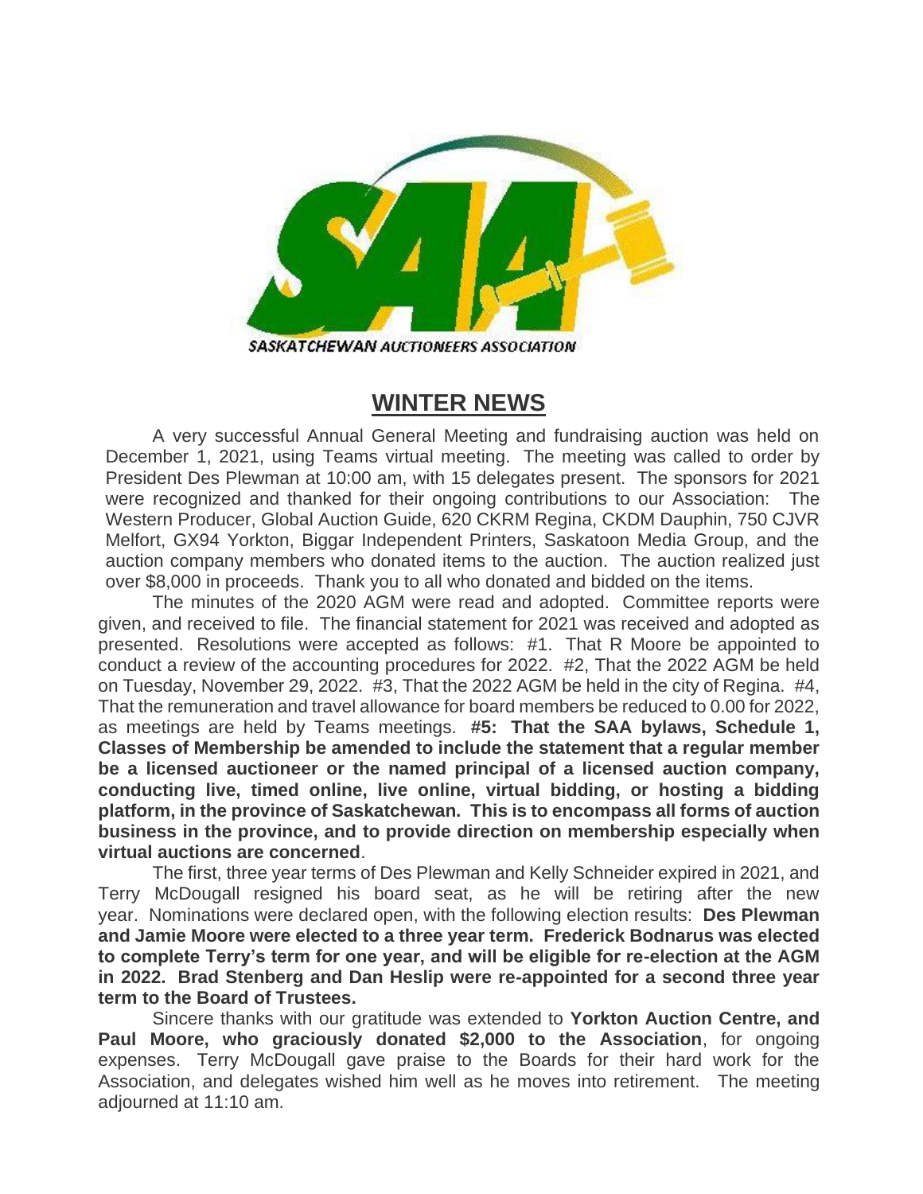SASKATCHEWAN AUCTIONEERS ASSOCIATION

## WINTER NEWS

A very successful Annual General Meeting and fundraising auction was held on December 1, 2021, using Teams virtual meeting. The meeting was called to order by President Des Plewman at 10:00 am, with 15 delegates present. The sponsors for 2021 were recognized and thanked for their ongoing contributions to our Association: The Western Producer, Global Auction Guide, 620 CKRM Regina, CKDM Dauphin, 750 CJVR Melfort, GX94 Yorkton, Biggar Independent Printers, Saskatoon Media Group, and the auction company members who donated items to the auction. The auction realized just over $8,000 in proceeds. Thank you to all who donated and bidded on the items.

The minutes of the 2020 AGM were read and adopted. Committee reports were given, and received to file. The financial statement for 2021 was received and adopted as presented. Resolutions were accepted as follows: #1. That R Moore be appointed to conduct a review of the accounting procedures for 2022. #2, That the 2022 AGM be held on Tuesday, November 29, 2022. #3, That the 2022 AGM be held in the city of Regina. #4, That the remuneration and travel allowance for board members be reduced to 0.00 for 2022, as meetings are held by Teams meetings. **#5: That the SAA bylaws, Schedule 1, Classes of Membership be amended to include the statement that a regular member be a licensed auctioneer or the named principal of a licensed auction company, conducting live, timed online, live online, virtual bidding, or hosting a bidding platform, in the province of Saskatchewan. This is to encompass all forms of auction business in the province, and to provide direction on membership especially when virtual auctions are concerned**.

The first, three year terms of Des Plewman and Kelly Schneider expired in 2021, and Terry McDougall resigned his board seat, as he will be retiring after the new year. Nominations were declared open, with the following election results: **Des Plewman and Jamie Moore were elected to a three year term. Frederick Bodnarus was elected to complete Terry's term for one year, and will be eligible for re-election at the AGM in 2022. Brad Stenberg and Dan Heslip were re-appointed for a second three year term to the Board of Trustees.**

Sincere thanks with our gratitude was extended to **Yorkton Auction Centre, and Paul Moore, who graciously donated $2,000 to the Association**, for ongoing expenses. Terry McDougall gave praise to the Boards for their hard work for the Association, and delegates wished him well as he moves into retirement. The meeting adjourned at 11:10 am.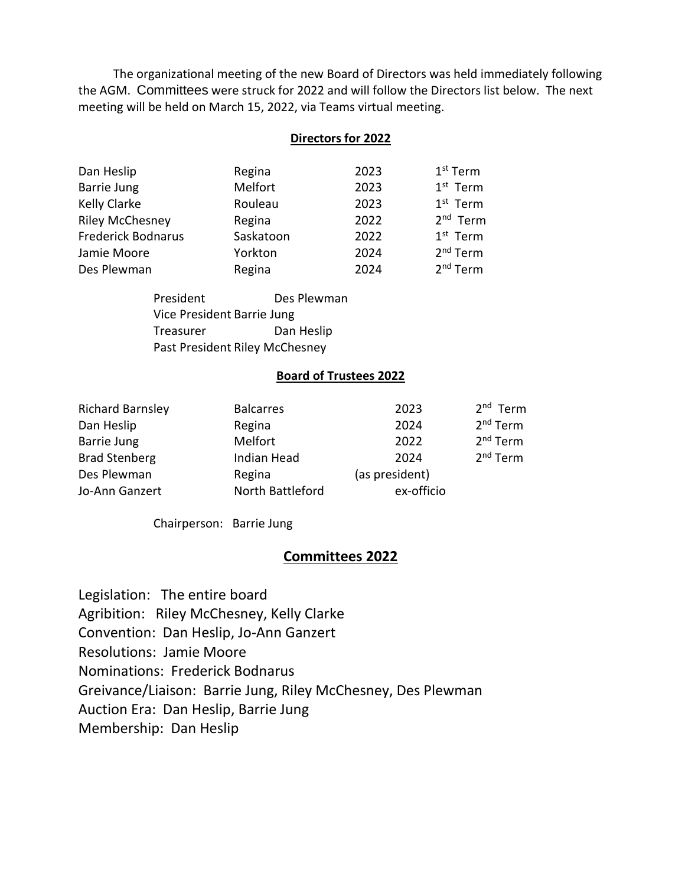The organizational meeting of the new Board of Directors was held immediately following the AGM. Committees were struck for 2022 and will follow the Directors list below. The next meeting will be held on March 15, 2022, via Teams virtual meeting.

**Directors for 2022**

| | | | |
|---|---|---|---|
| Dan Heslip | Regina | 2023 | 1st Term |
| Barrie Jung | Melfort | 2023 | 1st Term |
| Kelly Clarke | Rouleau | 2023 | 1st Term |
| Riley McChesney | Regina | 2022 | 2nd Term |
| Frederick Bodnarus | Saskatoon | 2022 | 1st Term |
| Jamie Moore | Yorkton | 2024 | 2nd Term |
| Des Plewman | Regina | 2024 | 2nd Term |

| | |
|---|---|
| President | Des Plewman |
| Vice President | Barrie Jung |
| Treasurer | Dan Heslip |
| Past President | Riley McChesney |

**Board of Trustees 2022**

| | | | |
|---|---|---|---|
| Richard Barnsley | Balcarres | 2023 | 2nd Term |
| Dan Heslip | Regina | 2024 | 2nd Term |
| Barrie Jung | Melfort | 2022 | 2nd Term |
| Brad Stenberg | Indian Head | 2024 | 2nd Term |
| Des Plewman | Regina | (as president) | |
| Jo-Ann Ganzert | North Battleford | ex-officio | |

Chairperson: Barrie Jung

## Committees 2022

Legislation: The entire board
Agribition: Riley McChesney, Kelly Clarke
Convention: Dan Heslip, Jo-Ann Ganzert
Resolutions: Jamie Moore
Nominations: Frederick Bodnarus
Greivance/Liaison: Barrie Jung, Riley McChesney, Des Plewman
Auction Era: Dan Heslip, Barrie Jung
Membership: Dan Heslip